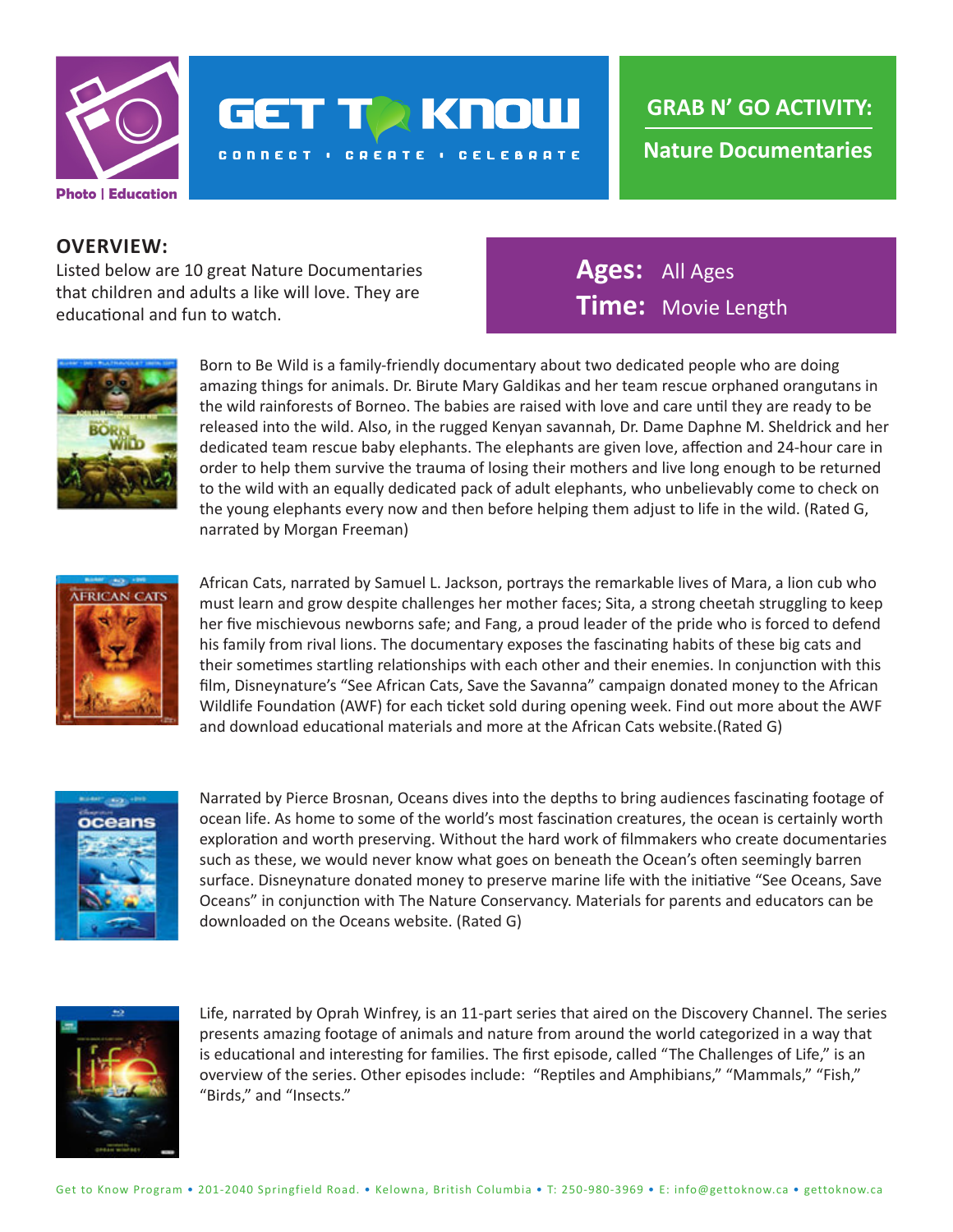Photo | Education

# GET TO KNOW

CONNECT • CREATE • CELEBRATE

## GRAB N' GO ACTIVITY:

## Nature Documentaries

## OVERVIEW:

Listed below are 10 great Nature Documentaries that children and adults a like will love. They are educational and fun to watch.

**Ages:** All Ages

**Time:** Movie Length

Born to Be Wild is a family-friendly documentary about two dedicated people who are doing amazing things for animals. Dr. Birute Mary Galdikas and her team rescue orphaned orangutans in the wild rainforests of Borneo. The babies are raised with love and care until they are ready to be released into the wild. Also, in the rugged Kenyan savannah, Dr. Dame Daphne M. Sheldrick and her dedicated team rescue baby elephants. The elephants are given love, affection and 24-hour care in order to help them survive the trauma of losing their mothers and live long enough to be returned to the wild with an equally dedicated pack of adult elephants, who unbelievably come to check on the young elephants every now and then before helping them adjust to life in the wild. (Rated G, narrated by Morgan Freeman)

African Cats, narrated by Samuel L. Jackson, portrays the remarkable lives of Mara, a lion cub who must learn and grow despite challenges her mother faces; Sita, a strong cheetah struggling to keep her five mischievous newborns safe; and Fang, a proud leader of the pride who is forced to defend his family from rival lions. The documentary exposes the fascinating habits of these big cats and their sometimes startling relationships with each other and their enemies. In conjunction with this film, Disneynature's "See African Cats, Save the Savanna" campaign donated money to the African Wildlife Foundation (AWF) for each ticket sold during opening week. Find out more about the AWF and download educational materials and more at the African Cats website.(Rated G)

Narrated by Pierce Brosnan, Oceans dives into the depths to bring audiences fascinating footage of ocean life. As home to some of the world's most fascination creatures, the ocean is certainly worth exploration and worth preserving. Without the hard work of filmmakers who create documentaries such as these, we would never know what goes on beneath the Ocean's often seemingly barren surface. Disneynature donated money to preserve marine life with the initiative "See Oceans, Save Oceans" in conjunction with The Nature Conservancy. Materials for parents and educators can be downloaded on the Oceans website. (Rated G)

Life, narrated by Oprah Winfrey, is an 11-part series that aired on the Discovery Channel. The series presents amazing footage of animals and nature from around the world categorized in a way that is educational and interesting for families. The first episode, called "The Challenges of Life," is an overview of the series. Other episodes include: "Reptiles and Amphibians," "Mammals," "Fish," "Birds," and "Insects."

Get to Know Program • 201-2040 Springfield Road. • Kelowna, British Columbia • T: 250-980-3969 • E: info@gettoknow.ca • gettoknow.ca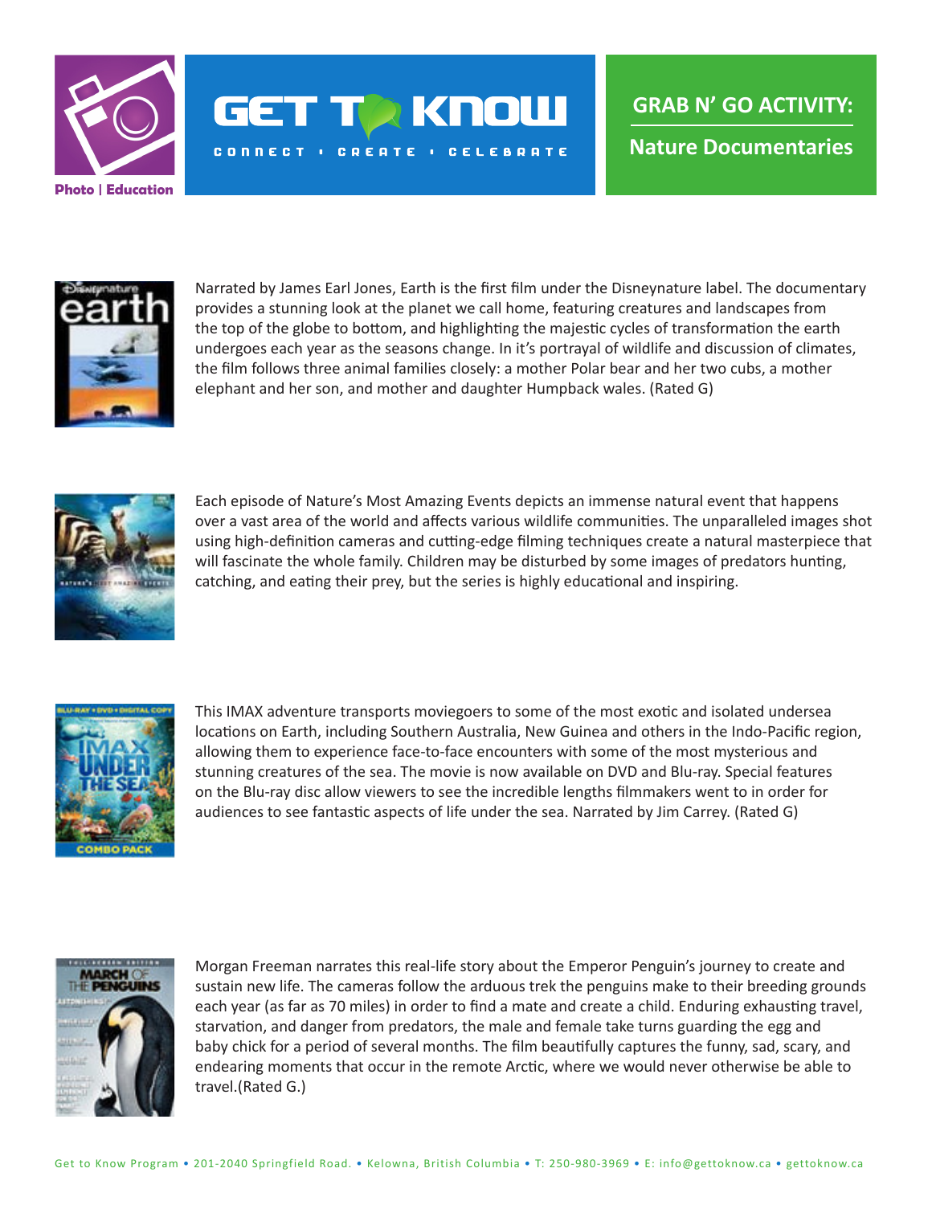GET TO KNOW

CONNECT • CREATE • CELEBRATE

Photo | Education

## GRAB N' GO ACTIVITY:

## Nature Documentaries

Narrated by James Earl Jones, Earth is the first film under the Disneynature label. The documentary provides a stunning look at the planet we call home, featuring creatures and landscapes from the top of the globe to bottom, and highlighting the majestic cycles of transformation the earth undergoes each year as the seasons change. In it's portrayal of wildlife and discussion of climates, the film follows three animal families closely: a mother Polar bear and her two cubs, a mother elephant and her son, and mother and daughter Humpback wales. (Rated G)

Each episode of Nature's Most Amazing Events depicts an immense natural event that happens over a vast area of the world and affects various wildlife communities. The unparalleled images shot using high-definition cameras and cutting-edge filming techniques create a natural masterpiece that will fascinate the whole family. Children may be disturbed by some images of predators hunting, catching, and eating their prey, but the series is highly educational and inspiring.

This IMAX adventure transports moviegoers to some of the most exotic and isolated undersea locations on Earth, including Southern Australia, New Guinea and others in the Indo-Pacific region, allowing them to experience face-to-face encounters with some of the most mysterious and stunning creatures of the sea. The movie is now available on DVD and Blu-ray. Special features on the Blu-ray disc allow viewers to see the incredible lengths filmmakers went to in order for audiences to see fantastic aspects of life under the sea. Narrated by Jim Carrey. (Rated G)

Morgan Freeman narrates this real-life story about the Emperor Penguin's journey to create and sustain new life. The cameras follow the arduous trek the penguins make to their breeding grounds each year (as far as 70 miles) in order to find a mate and create a child. Enduring exhausting travel, starvation, and danger from predators, the male and female take turns guarding the egg and baby chick for a period of several months. The film beautifully captures the funny, sad, scary, and endearing moments that occur in the remote Arctic, where we would never otherwise be able to travel.(Rated G.)

Get to Know Program • 201-2040 Springfield Road. • Kelowna, British Columbia • T: 250-980-3969 • E: info@gettoknow.ca • gettoknow.ca